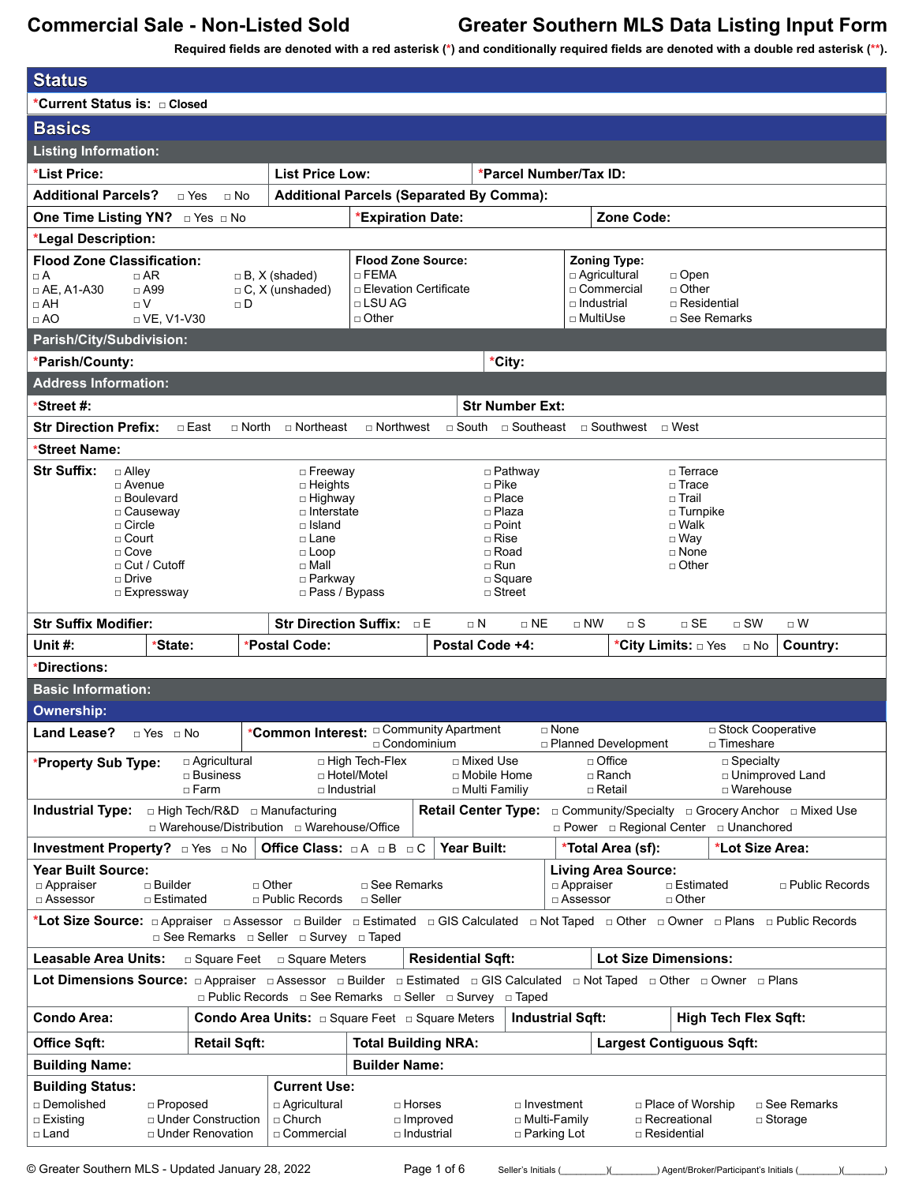# Commercial Sale - Non-Listed Sold

# Greater Southern MLS Data Listing Input Form

**Required fields are denoted with a red asterisk (*) and conditionally required fields are denoted with a double red asterisk (**).**

## Status

*Current Status is: □ Closed

## Basics

### Listing Information:

| | | |
|---|---|---|
| *List Price: | List Price Low: | *Parcel Number/Tax ID: |
| Additional Parcels? □ Yes □ No | Additional Parcels (Separated By Comma): | |
| One Time Listing YN? □ Yes □ No | *Expiration Date: | Zone Code: |

*Legal Description:

**Flood Zone Classification:**
□ A □ AR □ B, X (shaded)
□ AE, A1-A30 □ A99 □ C, X (unshaded)
□ AH □ V □ D
□ AO □ VE, V1-V30

**Flood Zone Source:**
□ FEMA
□ Elevation Certificate
□ LSU AG
□ Other

**Zoning Type:**
□ Agricultural □ Open
□ Commercial □ Other
□ Industrial □ Residential
□ MultiUse □ See Remarks

### Parish/City/Subdivision:

| | |
|---|---|
| *Parish/County: | *City: |

### Address Information:

| | |
|---|---|
| *Street #: | Str Number Ext: |

**Str Direction Prefix:** □ East □ North □ Northeast □ Northwest □ South □ Southeast □ Southwest □ West

*Street Name:

**Str Suffix:**
□ Alley □ Avenue □ Boulevard □ Causeway □ Circle □ Court □ Cove □ Cut / Cutoff □ Drive □ Expressway
□ Freeway □ Heights □ Highway □ Interstate □ Island □ Lane □ Loop □ Mall □ Parkway □ Pass / Bypass
□ Pathway □ Pike □ Place □ Plaza □ Point □ Rise □ Road □ Run □ Square □ Street
□ Terrace □ Trace □ Trail □ Turnpike □ Walk □ Way □ None □ Other

**Str Suffix Modifier:**

**Str Direction Suffix:** □ E □ N □ NE □ NW □ S □ SE □ SW □ W

| | | | | | |
|---|---|---|---|---|---|
| Unit #: | *State: | *Postal Code: | Postal Code +4: | *City Limits: □ Yes □ No | Country: |

*Directions:

### Basic Information:

### Ownership:

**Land Lease?** □ Yes □ No

***Common Interest:** □ Community Apartment □ Condominium □ None □ Planned Development □ Stock Cooperative □ Timeshare

***Property Sub Type:** □ Agricultural □ Business □ Farm □ High Tech-Flex □ Hotel/Motel □ Industrial □ Mixed Use □ Mobile Home □ Multi Familiy □ Office □ Ranch □ Retail □ Specialty □ Unimproved Land □ Warehouse

**Industrial Type:** □ High Tech/R&D □ Manufacturing □ Warehouse/Distribution □ Warehouse/Office

**Retail Center Type:** □ Community/Specialty □ Grocery Anchor □ Mixed Use □ Power □ Regional Center □ Unanchored

| | | | | |
|---|---|---|---|---|
| Investment Property? □ Yes □ No | Office Class: □ A □ B □ C | Year Built: | *Total Area (sf): | *Lot Size Area: |

**Year Built Source:** □ Appraiser □ Assessor □ Builder □ Estimated □ Other □ Public Records □ See Remarks □ Seller

**Living Area Source:** □ Appraiser □ Assessor □ Estimated □ Other □ Public Records

***Lot Size Source:** □ Appraiser □ Assessor □ Builder □ Estimated □ GIS Calculated □ Not Taped □ Other □ Owner □ Plans □ Public Records □ See Remarks □ Seller □ Survey □ Taped

| | | |
|---|---|---|
| Leasable Area Units: □ Square Feet □ Square Meters | Residential Sqft: | Lot Size Dimensions: |

**Lot Dimensions Source:** □ Appraiser □ Assessor □ Builder □ Estimated □ GIS Calculated □ Not Taped □ Other □ Owner □ Plans □ Public Records □ See Remarks □ Seller □ Survey □ Taped

| | | | |
|---|---|---|---|
| Condo Area: | Condo Area Units: □ Square Feet □ Square Meters | Industrial Sqft: | High Tech Flex Sqft: |
| Office Sqft: | Retail Sqft: | Total Building NRA: | Largest Contiguous Sqft: |
| Building Name: | | Builder Name: | |

**Building Status:**
□ Demolished □ Proposed
□ Existing □ Under Construction
□ Land □ Under Renovation

**Current Use:**
□ Agricultural □ Church □ Commercial □ Horses □ Improved □ Industrial □ Investment □ Multi-Family □ Parking Lot □ Place of Worship □ Recreational □ Residential □ See Remarks □ Storage

© Greater Southern MLS - Updated January 28, 2022

Seller's Initials (________)(________) Agent/Broker/Participant's Initials (________)(________)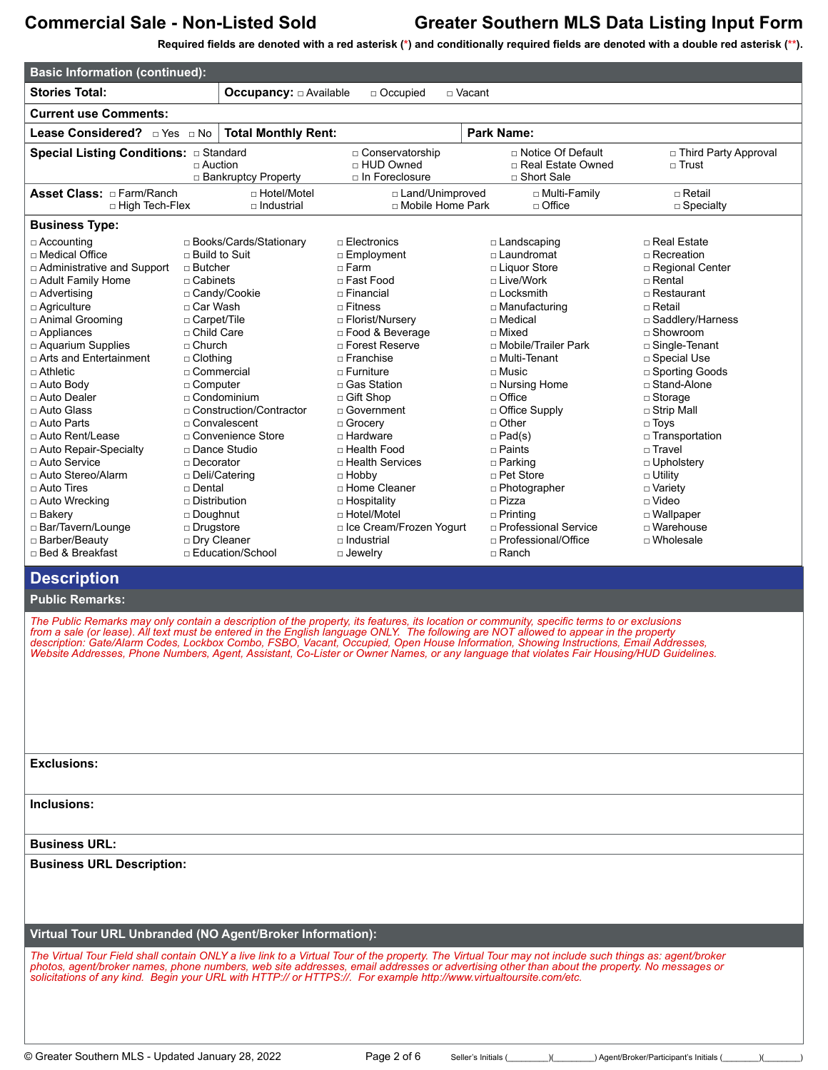# Commercial Sale - Non-Listed Sold

# Greater Southern MLS Data Listing Input Form

**Required fields are denoted with a red asterisk (*) and conditionally required fields are denoted with a double red asterisk (**).**

## Basic Information (continued):

**Stories Total:**

**Occupancy:** □ Available □ Occupied □ Vacant

**Current use Comments:**

**Lease Considered?** □ Yes □ No

**Total Monthly Rent:**

**Park Name:**

**Special Listing Conditions:** □ Standard □ Auction □ Bankruptcy Property □ Conservatorship □ HUD Owned □ In Foreclosure □ Notice Of Default □ Real Estate Owned □ Short Sale □ Third Party Approval □ Trust

**Asset Class:** □ Farm/Ranch □ High Tech-Flex □ Hotel/Motel □ Industrial □ Land/Unimproved □ Mobile Home Park □ Multi-Family □ Office □ Retail □ Specialty

**Business Type:**

□ Accounting
□ Medical Office
□ Administrative and Support
□ Adult Family Home
□ Advertising
□ Agriculture
□ Animal Grooming
□ Appliances
□ Aquarium Supplies
□ Arts and Entertainment
□ Athletic
□ Auto Body
□ Auto Dealer
□ Auto Glass
□ Auto Parts
□ Auto Rent/Lease
□ Auto Repair-Specialty
□ Auto Service
□ Auto Stereo/Alarm
□ Auto Tires
□ Auto Wrecking
□ Bakery
□ Bar/Tavern/Lounge
□ Barber/Beauty
□ Bed & Breakfast
□ Books/Cards/Stationary
□ Build to Suit
□ Butcher
□ Cabinets
□ Candy/Cookie
□ Car Wash
□ Carpet/Tile
□ Child Care
□ Church
□ Clothing
□ Commercial
□ Computer
□ Condominium
□ Construction/Contractor
□ Convalescent
□ Convenience Store
□ Dance Studio
□ Decorator
□ Deli/Catering
□ Dental
□ Distribution
□ Doughnut
□ Drugstore
□ Dry Cleaner
□ Education/School
□ Electronics
□ Employment
□ Farm
□ Fast Food
□ Financial
□ Fitness
□ Florist/Nursery
□ Food & Beverage
□ Forest Reserve
□ Franchise
□ Furniture
□ Gas Station
□ Gift Shop
□ Government
□ Grocery
□ Hardware
□ Health Food
□ Health Services
□ Hobby
□ Home Cleaner
□ Hospitality
□ Hotel/Motel
□ Ice Cream/Frozen Yogurt
□ Industrial
□ Jewelry
□ Landscaping
□ Laundromat
□ Liquor Store
□ Live/Work
□ Locksmith
□ Manufacturing
□ Medical
□ Mixed
□ Mobile/Trailer Park
□ Multi-Tenant
□ Music
□ Nursing Home
□ Office
□ Office Supply
□ Other
□ Pad(s)
□ Paints
□ Parking
□ Pet Store
□ Photographer
□ Pizza
□ Printing
□ Professional Service
□ Professional/Office
□ Ranch
□ Real Estate
□ Recreation
□ Regional Center
□ Rental
□ Restaurant
□ Retail
□ Saddlery/Harness
□ Showroom
□ Single-Tenant
□ Special Use
□ Sporting Goods
□ Stand-Alone
□ Storage
□ Strip Mall
□ Toys
□ Transportation
□ Travel
□ Upholstery
□ Utility
□ Variety
□ Video
□ Wallpaper
□ Warehouse
□ Wholesale

## Description

### Public Remarks:

*The Public Remarks may only contain a description of the property, its features, its location or community, specific terms to or exclusions from a sale (or lease). All text must be entered in the English language ONLY. The following are NOT allowed to appear in the property description: Gate/Alarm Codes, Lockbox Combo, FSBO, Vacant, Occupied, Open House Information, Showing Instructions, Email Addresses, Website Addresses, Phone Numbers, Agent, Assistant, Co-Lister or Owner Names, or any language that violates Fair Housing/HUD Guidelines.*

**Exclusions:**

**Inclusions:**

**Business URL:**

**Business URL Description:**

### Virtual Tour URL Unbranded (NO Agent/Broker Information):

*The Virtual Tour Field shall contain ONLY a live link to a Virtual Tour of the property. The Virtual Tour may not include such things as: agent/broker photos, agent/broker names, phone numbers, web site addresses, email addresses or advertising other than about the property. No messages or solicitations of any kind. Begin your URL with HTTP:// or HTTPS://. For example http://www.virtualtoursite.com/etc.*

© Greater Southern MLS - Updated January 28, 2022

Seller's Initials (________)(________) Agent/Broker/Participant's Initials (________)(________)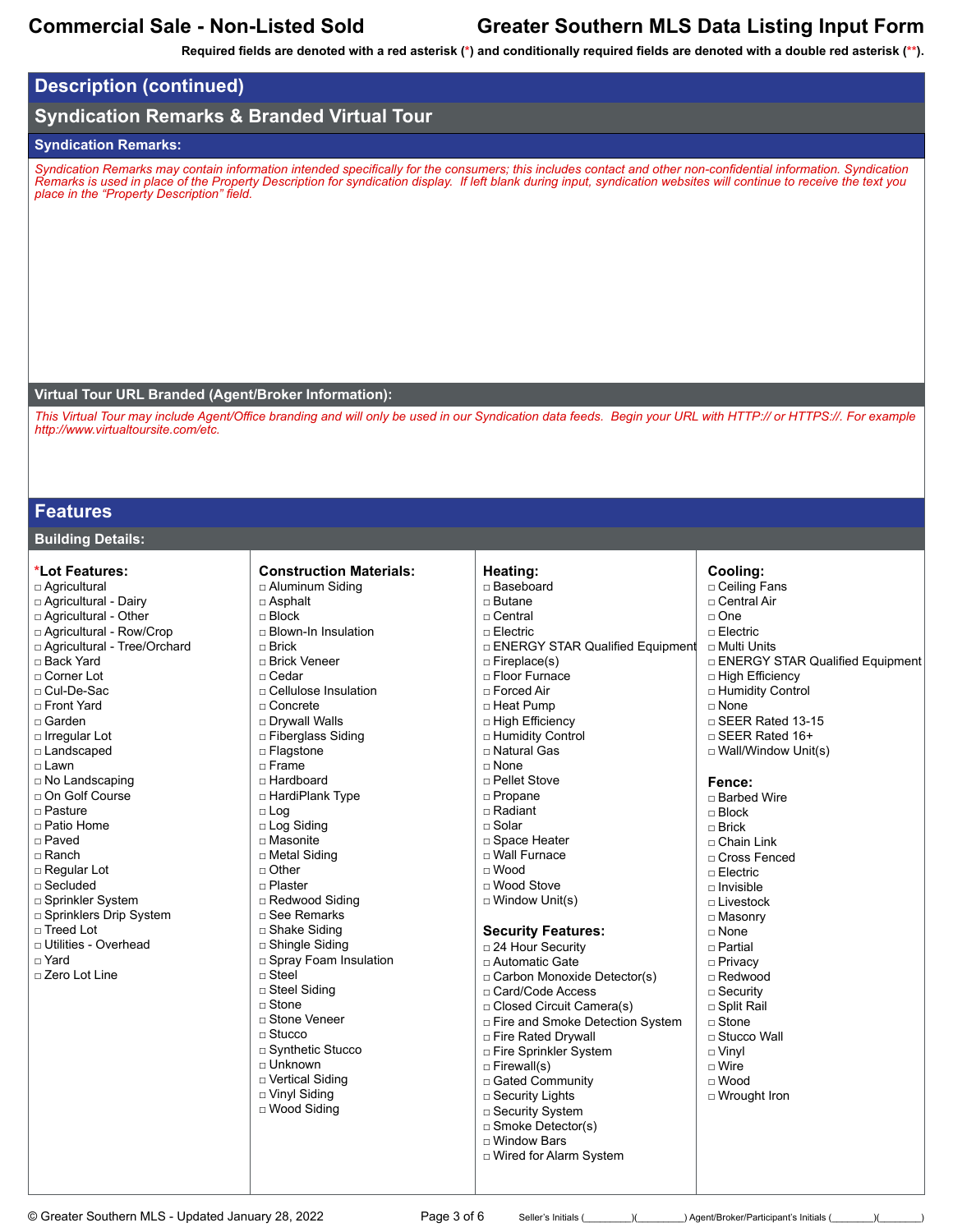# Commercial Sale - Non-Listed Sold

# Greater Southern MLS Data Listing Input Form

**Required fields are denoted with a red asterisk (*) and conditionally required fields are denoted with a double red asterisk (**).**

## Description (continued)

## Syndication Remarks & Branded Virtual Tour

### Syndication Remarks:

*Syndication Remarks may contain information intended specifically for the consumers; this includes contact and other non-confidential information. Syndication Remarks is used in place of the Property Description for syndication display. If left blank during input, syndication websites will continue to receive the text you place in the "Property Description" field.*

### Virtual Tour URL Branded (Agent/Broker Information):

*This Virtual Tour may include Agent/Office branding and will only be used in our Syndication data feeds. Begin your URL with HTTP:// or HTTPS://. For example http://www.virtualtoursite.com/etc.*

## Features

### Building Details:

**\*Lot Features:**
- □ Agricultural
- □ Agricultural - Dairy
- □ Agricultural - Other
- □ Agricultural - Row/Crop
- □ Agricultural - Tree/Orchard
- □ Back Yard
- □ Corner Lot
- □ Cul-De-Sac
- □ Front Yard
- □ Garden
- □ Irregular Lot
- □ Landscaped
- □ Lawn
- □ No Landscaping
- □ On Golf Course
- □ Pasture
- □ Patio Home
- □ Paved
- □ Ranch
- □ Regular Lot
- □ Secluded
- □ Sprinkler System
- □ Sprinklers Drip System
- □ Treed Lot
- □ Utilities - Overhead
- □ Yard
- □ Zero Lot Line

**Construction Materials:**
- □ Aluminum Siding
- □ Asphalt
- □ Block
- □ Blown-In Insulation
- □ Brick
- □ Brick Veneer
- □ Cedar
- □ Cellulose Insulation
- □ Concrete
- □ Drywall Walls
- □ Fiberglass Siding
- □ Flagstone
- □ Frame
- □ Hardboard
- □ HardiPlank Type
- □ Log
- □ Log Siding
- □ Masonite
- □ Metal Siding
- □ Other
- □ Plaster
- □ Redwood Siding
- □ See Remarks
- □ Shake Siding
- □ Shingle Siding
- □ Spray Foam Insulation
- □ Steel
- □ Steel Siding
- □ Stone
- □ Stone Veneer
- □ Stucco
- □ Synthetic Stucco
- □ Unknown
- □ Vertical Siding
- □ Vinyl Siding
- □ Wood Siding

**Heating:**
- □ Baseboard
- □ Butane
- □ Central
- □ Electric
- □ ENERGY STAR Qualified Equipment
- □ Fireplace(s)
- □ Floor Furnace
- □ Forced Air
- □ Heat Pump
- □ High Efficiency
- □ Humidity Control
- □ Natural Gas
- □ None
- □ Pellet Stove
- □ Propane
- □ Radiant
- □ Solar
- □ Space Heater
- □ Wall Furnace
- □ Wood
- □ Wood Stove
- □ Window Unit(s)

**Security Features:**
- □ 24 Hour Security
- □ Automatic Gate
- □ Carbon Monoxide Detector(s)
- □ Card/Code Access
- □ Closed Circuit Camera(s)
- □ Fire and Smoke Detection System
- □ Fire Rated Drywall
- □ Fire Sprinkler System
- □ Firewall(s)
- □ Gated Community
- □ Security Lights
- □ Security System
- □ Smoke Detector(s)
- □ Window Bars
- □ Wired for Alarm System

**Cooling:**
- □ Ceiling Fans
- □ Central Air
- □ One
- □ Electric
- □ Multi Units
- □ ENERGY STAR Qualified Equipment
- □ High Efficiency
- □ Humidity Control
- □ None
- □ SEER Rated 13-15
- □ SEER Rated 16+
- □ Wall/Window Unit(s)

**Fence:**
- □ Barbed Wire
- □ Block
- □ Brick
- □ Chain Link
- □ Cross Fenced
- □ Electric
- □ Invisible
- □ Livestock
- □ Masonry
- □ None
- □ Partial
- □ Privacy
- □ Redwood
- □ Security
- □ Split Rail
- □ Stone
- □ Stucco Wall
- □ Vinyl
- □ Wire
- □ Wood
- □ Wrought Iron

Seller's Initials (________)(________) Agent/Broker/Participant's Initials (________)(________)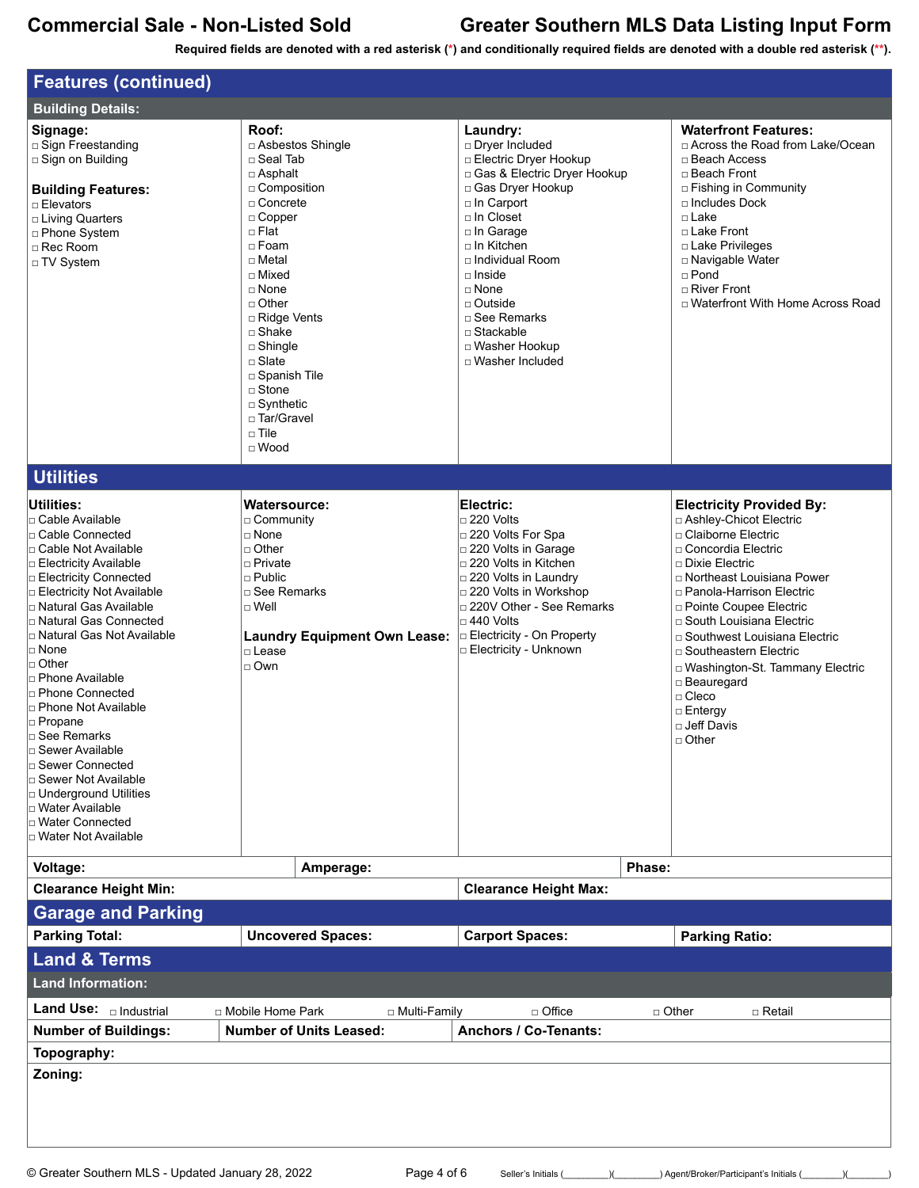# Commercial Sale - Non-Listed Sold

# Greater Southern MLS Data Listing Input Form

**Required fields are denoted with a red asterisk (*) and conditionally required fields are denoted with a double red asterisk (**).**

## Features (continued)

### Building Details:

**Signage:**
- □ Sign Freestanding
- □ Sign on Building

**Building Features:**
- □ Elevators
- □ Living Quarters
- □ Phone System
- □ Rec Room
- □ TV System

**Roof:**
- □ Asbestos Shingle
- □ Seal Tab
- □ Asphalt
- □ Composition
- □ Concrete
- □ Copper
- □ Flat
- □ Foam
- □ Metal
- □ Mixed
- □ None
- □ Other
- □ Ridge Vents
- □ Shake
- □ Shingle
- □ Slate
- □ Spanish Tile
- □ Stone
- □ Synthetic
- □ Tar/Gravel
- □ Tile
- □ Wood

**Laundry:**
- □ Dryer Included
- □ Electric Dryer Hookup
- □ Gas & Electric Dryer Hookup
- □ Gas Dryer Hookup
- □ In Carport
- □ In Closet
- □ In Garage
- □ In Kitchen
- □ Individual Room
- □ Inside
- □ None
- □ Outside
- □ See Remarks
- □ Stackable
- □ Washer Hookup
- □ Washer Included

**Waterfront Features:**
- □ Across the Road from Lake/Ocean
- □ Beach Access
- □ Beach Front
- □ Fishing in Community
- □ Includes Dock
- □ Lake
- □ Lake Front
- □ Lake Privileges
- □ Navigable Water
- □ Pond
- □ River Front
- □ Waterfront With Home Across Road

## Utilities

**Utilities:**
- □ Cable Available
- □ Cable Connected
- □ Cable Not Available
- □ Electricity Available
- □ Electricity Connected
- □ Electricity Not Available
- □ Natural Gas Available
- □ Natural Gas Connected
- □ Natural Gas Not Available
- □ None
- □ Other
- □ Phone Available
- □ Phone Connected
- □ Phone Not Available
- □ Propane
- □ See Remarks
- □ Sewer Available
- □ Sewer Connected
- □ Sewer Not Available
- □ Underground Utilities
- □ Water Available
- □ Water Connected
- □ Water Not Available

**Watersource:**
- □ Community
- □ None
- □ Other
- □ Private
- □ Public
- □ See Remarks
- □ Well

**Laundry Equipment Own Lease:**
- □ Lease
- □ Own

**Electric:**
- □ 220 Volts
- □ 220 Volts For Spa
- □ 220 Volts in Garage
- □ 220 Volts in Kitchen
- □ 220 Volts in Laundry
- □ 220 Volts in Workshop
- □ 220V Other - See Remarks
- □ 440 Volts
- □ Electricity - On Property
- □ Electricity - Unknown

**Electricity Provided By:**
- □ Ashley-Chicot Electric
- □ Claiborne Electric
- □ Concordia Electric
- □ Dixie Electric
- □ Northeast Louisiana Power
- □ Panola-Harrison Electric
- □ Pointe Coupee Electric
- □ South Louisiana Electric
- □ Southwest Louisiana Electric
- □ Southeastern Electric
- □ Washington-St. Tammany Electric
- □ Beauregard
- □ Cleco
- □ Entergy
- □ Jeff Davis
- □ Other

**Voltage:** | **Amperage:** | **Phase:**

**Clearance Height Min:** | **Clearance Height Max:**

## Garage and Parking

**Parking Total:** | **Uncovered Spaces:** | **Carport Spaces:** | **Parking Ratio:**

## Land & Terms

### Land Information:

**Land Use:** □ Industrial □ Mobile Home Park □ Multi-Family □ Office □ Other □ Retail

**Number of Buildings:** | **Number of Units Leased:** | **Anchors / Co-Tenants:**

**Topography:**

**Zoning:**

© Greater Southern MLS - Updated January 28, 2022

Seller's Initials (________)(________) Agent/Broker/Participant's Initials (________)(________)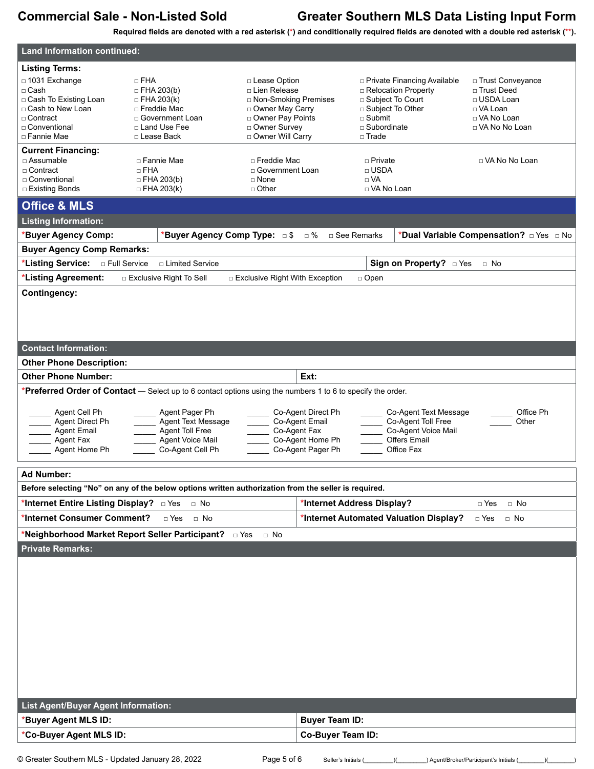# Commercial Sale - Non-Listed Sold

# Greater Southern MLS Data Listing Input Form

**Required fields are denoted with a red asterisk (*) and conditionally required fields are denoted with a double red asterisk (**).**

## Land Information continued:

**Listing Terms:**

- □ 1031 Exchange
- □ Cash
- □ Cash To Existing Loan
- □ Cash to New Loan
- □ Contract
- □ Conventional
- □ Fannie Mae
- □ FHA
- □ FHA 203(b)
- □ FHA 203(k)
- □ Freddie Mac
- □ Government Loan
- □ Land Use Fee
- □ Lease Back
- □ Lease Option
- □ Lien Release
- □ Non-Smoking Premises
- □ Owner May Carry
- □ Owner Pay Points
- □ Owner Survey
- □ Owner Will Carry
- □ Private Financing Available
- □ Relocation Property
- □ Subject To Court
- □ Subject To Other
- □ Submit
- □ Subordinate
- □ Trade
- □ Trust Conveyance
- □ Trust Deed
- □ USDA Loan
- □ VA Loan
- □ VA No Loan
- □ VA No No Loan

**Current Financing:**

- □ Assumable
- □ Contract
- □ Conventional
- □ Existing Bonds
- □ Fannie Mae
- □ FHA
- □ FHA 203(b)
- □ FHA 203(k)
- □ Freddie Mac
- □ Government Loan
- □ None
- □ Other
- □ Private
- □ USDA
- □ VA
- □ VA No Loan
- □ VA No No Loan

## Office & MLS

### Listing Information:

*Buyer Agency Comp:

*Buyer Agency Comp Type: □ $ □ % □ See Remarks

*Dual Variable Compensation? □ Yes □ No

Buyer Agency Comp Remarks:

*Listing Service: □ Full Service □ Limited Service

Sign on Property? □ Yes □ No

*Listing Agreement: □ Exclusive Right To Sell □ Exclusive Right With Exception □ Open

Contingency:

### Contact Information:

Other Phone Description:

Other Phone Number:

Ext:

*Preferred Order of Contact — Select up to 6 contact options using the numbers 1 to 6 to specify the order.

- _____ Agent Cell Ph
- _____ Agent Direct Ph
- _____ Agent Email
- _____ Agent Fax
- _____ Agent Home Ph
- _____ Agent Pager Ph
- _____ Agent Text Message
- _____ Agent Toll Free
- _____ Agent Voice Mail
- _____ Co-Agent Cell Ph
- _____ Co-Agent Direct Ph
- _____ Co-Agent Email
- _____ Co-Agent Fax
- _____ Co-Agent Home Ph
- _____ Co-Agent Pager Ph
- _____ Co-Agent Text Message
- _____ Co-Agent Toll Free
- _____ Co-Agent Voice Mail
- _____ Offers Email
- _____ Office Fax
- _____ Office Ph
- _____ Other

Ad Number:

**Before selecting "No" on any of the below options written authorization from the seller is required.**

*Internet Entire Listing Display? □ Yes □ No

*Internet Address Display? □ Yes □ No

*Internet Consumer Comment? □ Yes □ No

*Internet Automated Valuation Display? □ Yes □ No

*Neighborhood Market Report Seller Participant? □ Yes □ No

### Private Remarks:

### List Agent/Buyer Agent Information:

*Buyer Agent MLS ID:

Buyer Team ID:

*Co-Buyer Agent MLS ID:

Co-Buyer Team ID:

© Greater Southern MLS - Updated January 28, 2022

Seller's Initials (________)(________) Agent/Broker/Participant's Initials (________)(________)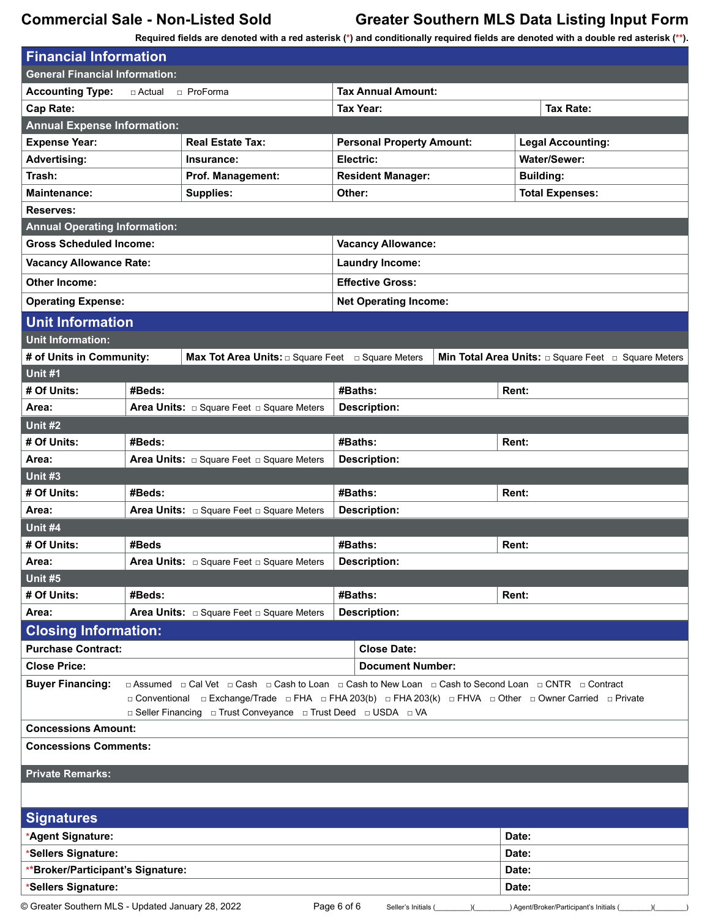# Commercial Sale - Non-Listed Sold

# Greater Southern MLS Data Listing Input Form

**Required fields are denoted with a red asterisk (*) and conditionally required fields are denoted with a double red asterisk (**).**

## Financial Information

### General Financial Information:

| | | |
|---|---|---|
| **Accounting Type:** □ Actual □ ProForma | **Tax Annual Amount:** | |
| **Cap Rate:** | **Tax Year:** | **Tax Rate:** |

### Annual Expense Information:

| | | | |
|---|---|---|---|
| **Expense Year:** | **Real Estate Tax:** | **Personal Property Amount:** | **Legal Accounting:** |
| **Advertising:** | **Insurance:** | **Electric:** | **Water/Sewer:** |
| **Trash:** | **Prof. Management:** | **Resident Manager:** | **Building:** |
| **Maintenance:** | **Supplies:** | **Other:** | **Total Expenses:** |
| **Reserves:** | | | |

### Annual Operating Information:

| | |
|---|---|
| **Gross Scheduled Income:** | **Vacancy Allowance:** |
| **Vacancy Allowance Rate:** | **Laundry Income:** |
| **Other Income:** | **Effective Gross:** |
| **Operating Expense:** | **Net Operating Income:** |

## Unit Information

### Unit Information:

| | | |
|---|---|---|
| **# of Units in Community:** | **Max Tot Area Units:** □ Square Feet □ Square Meters | **Min Total Area Units:** □ Square Feet □ Square Meters |

### Unit #1

| | | | |
|---|---|---|---|
| **# Of Units:** | **#Beds:** | **#Baths:** | **Rent:** |
| **Area:** | **Area Units:** □ Square Feet □ Square Meters | **Description:** | |

### Unit #2

| | | | |
|---|---|---|---|
| **# Of Units:** | **#Beds:** | **#Baths:** | **Rent:** |
| **Area:** | **Area Units:** □ Square Feet □ Square Meters | **Description:** | |

### Unit #3

| | | | |
|---|---|---|---|
| **# Of Units:** | **#Beds:** | **#Baths:** | **Rent:** |
| **Area:** | **Area Units:** □ Square Feet □ Square Meters | **Description:** | |

### Unit #4

| | | | |
|---|---|---|---|
| **# Of Units:** | **#Beds** | **#Baths:** | **Rent:** |
| **Area:** | **Area Units:** □ Square Feet □ Square Meters | **Description:** | |

### Unit #5

| | | | |
|---|---|---|---|
| **# Of Units:** | **#Beds:** | **#Baths:** | **Rent:** |
| **Area:** | **Area Units:** □ Square Feet □ Square Meters | **Description:** | |

## Closing Information:

| | |
|---|---|
| **Purchase Contract:** | **Close Date:** |
| **Close Price:** | **Document Number:** |

**Buyer Financing:** □ Assumed □ Cal Vet □ Cash □ Cash to Loan □ Cash to New Loan □ Cash to Second Loan □ CNTR □ Contract □ Conventional □ Exchange/Trade □ FHA □ FHA 203(b) □ FHA 203(k) □ FHVA □ Other □ Owner Carried □ Private □ Seller Financing □ Trust Conveyance □ Trust Deed □ USDA □ VA

**Concessions Amount:**

**Concessions Comments:**

### Private Remarks:

## Signatures

| | |
|---|---|
| ***Agent Signature:** | **Date:** |
| ***Sellers Signature:** | **Date:** |
| ****Broker/Participant's Signature:** | **Date:** |
| ***Sellers Signature:** | **Date:** |

© Greater Southern MLS - Updated January 28, 2022

Seller's Initials (________)(________) Agent/Broker/Participant's Initials (________)(________)